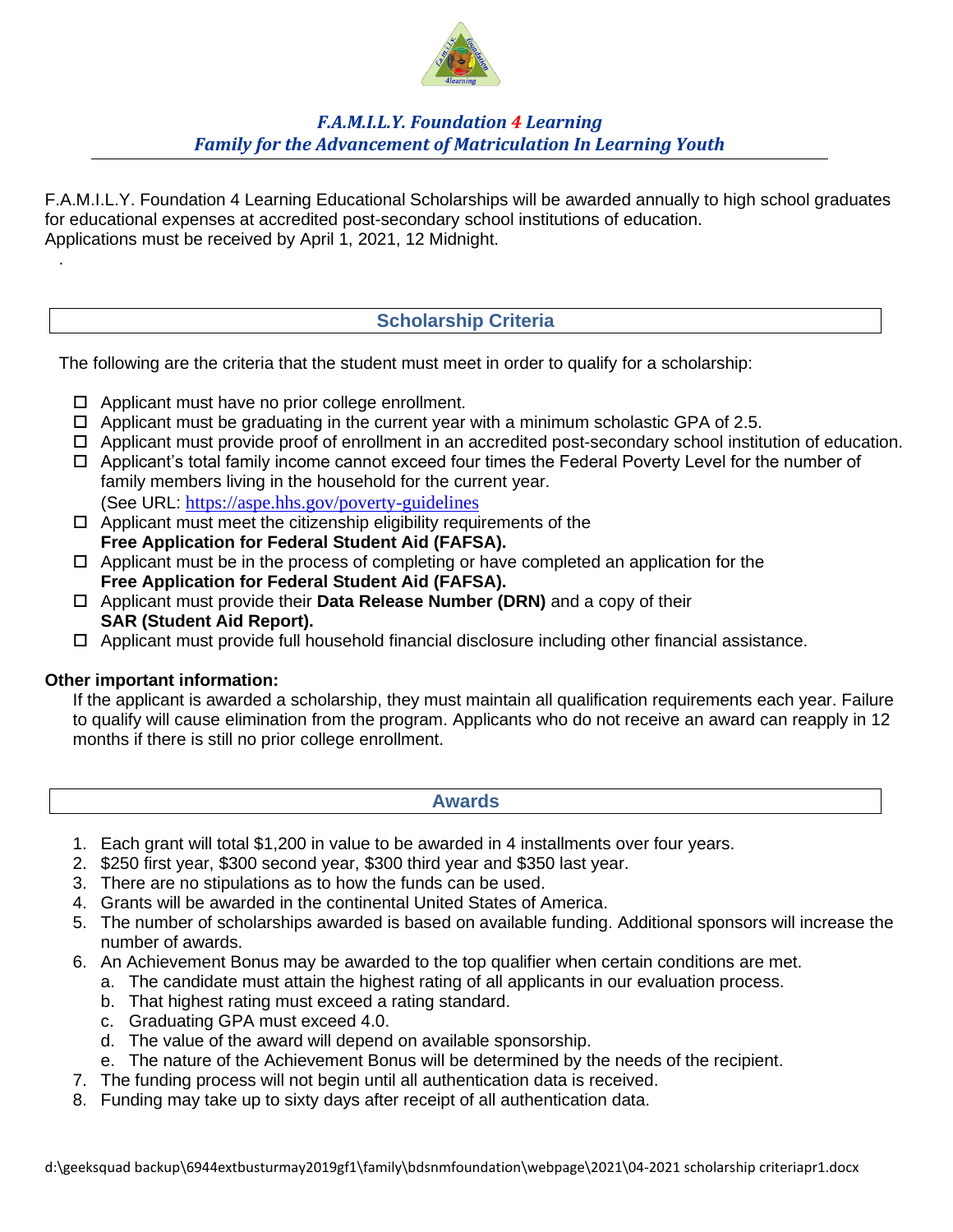***F.A.M.I.L.Y. Foundation 4 Learning***
***Family for the Advancement of Matriculation In Learning Youth***

F.A.M.I.L.Y. Foundation 4 Learning Educational Scholarships will be awarded annually to high school graduates for educational expenses at accredited post-secondary school institutions of education.
Applications must be received by April 1, 2021, 12 Midnight.

## Scholarship Criteria

The following are the criteria that the student must meet in order to qualify for a scholarship:

- ☐ Applicant must have no prior college enrollment.
- ☐ Applicant must be graduating in the current year with a minimum scholastic GPA of 2.5.
- ☐ Applicant must provide proof of enrollment in an accredited post-secondary school institution of education.
- ☐ Applicant's total family income cannot exceed four times the Federal Poverty Level for the number of family members living in the household for the current year.
  (See URL: https://aspe.hhs.gov/poverty-guidelines)
- ☐ Applicant must meet the citizenship eligibility requirements of the **Free Application for Federal Student Aid (FAFSA).**
- ☐ Applicant must be in the process of completing or have completed an application for the **Free Application for Federal Student Aid (FAFSA).**
- ☐ Applicant must provide their **Data Release Number (DRN)** and a copy of their **SAR (Student Aid Report).**
- ☐ Applicant must provide full household financial disclosure including other financial assistance.

**Other important information:**

If the applicant is awarded a scholarship, they must maintain all qualification requirements each year. Failure to qualify will cause elimination from the program. Applicants who do not receive an award can reapply in 12 months if there is still no prior college enrollment.

## Awards

1. Each grant will total $1,200 in value to be awarded in 4 installments over four years.
2. $250 first year, $300 second year, $300 third year and $350 last year.
3. There are no stipulations as to how the funds can be used.
4. Grants will be awarded in the continental United States of America.
5. The number of scholarships awarded is based on available funding. Additional sponsors will increase the number of awards.
6. An Achievement Bonus may be awarded to the top qualifier when certain conditions are met.
   a. The candidate must attain the highest rating of all applicants in our evaluation process.
   b. That highest rating must exceed a rating standard.
   c. Graduating GPA must exceed 4.0.
   d. The value of the award will depend on available sponsorship.
   e. The nature of the Achievement Bonus will be determined by the needs of the recipient.
7. The funding process will not begin until all authentication data is received.
8. Funding may take up to sixty days after receipt of all authentication data.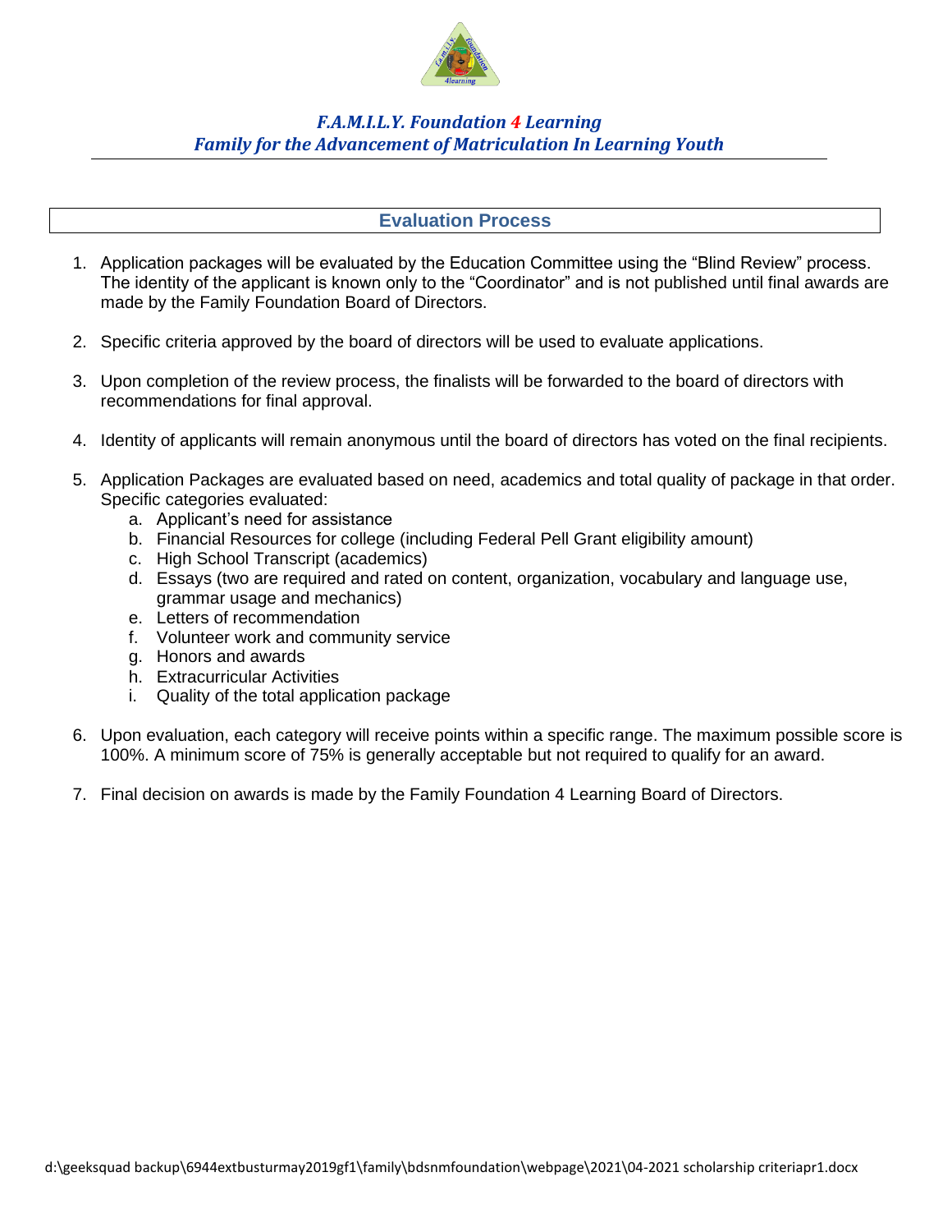*F.A.M.I.L.Y. Foundation 4 Learning*
*Family for the Advancement of Matriculation In Learning Youth*

## Evaluation Process

1. Application packages will be evaluated by the Education Committee using the "Blind Review" process. The identity of the applicant is known only to the "Coordinator" and is not published until final awards are made by the Family Foundation Board of Directors.

2. Specific criteria approved by the board of directors will be used to evaluate applications.

3. Upon completion of the review process, the finalists will be forwarded to the board of directors with recommendations for final approval.

4. Identity of applicants will remain anonymous until the board of directors has voted on the final recipients.

5. Application Packages are evaluated based on need, academics and total quality of package in that order. Specific categories evaluated:
   a. Applicant's need for assistance
   b. Financial Resources for college (including Federal Pell Grant eligibility amount)
   c. High School Transcript (academics)
   d. Essays (two are required and rated on content, organization, vocabulary and language use, grammar usage and mechanics)
   e. Letters of recommendation
   f. Volunteer work and community service
   g. Honors and awards
   h. Extracurricular Activities
   i. Quality of the total application package

6. Upon evaluation, each category will receive points within a specific range. The maximum possible score is 100%. A minimum score of 75% is generally acceptable but not required to qualify for an award.

7. Final decision on awards is made by the Family Foundation 4 Learning Board of Directors.